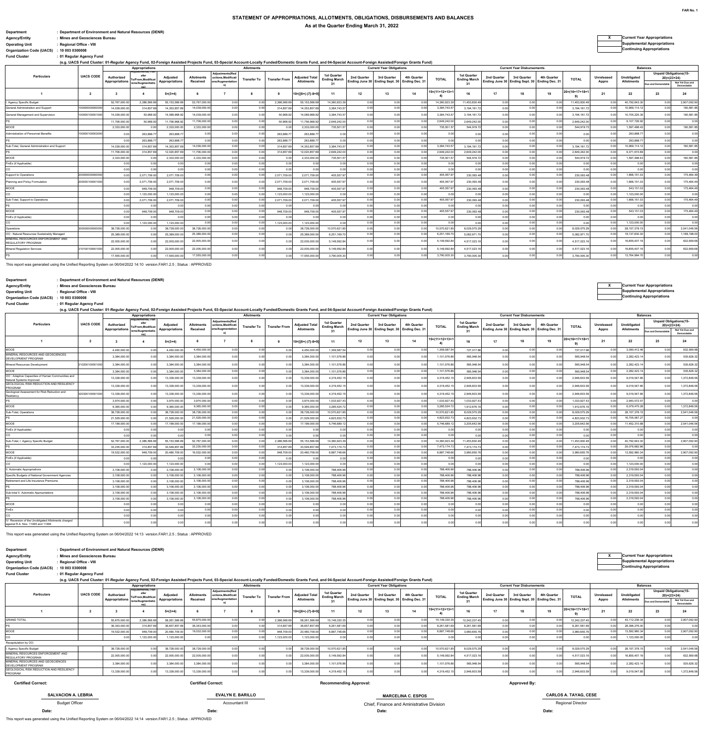# STATEMENT OF APPROPRIATIONS, ALLOTMENTS, OBLIGATIONS, DISBURSEMENTS AND BALANCES

**As at the Quarter Ending March 31, 2022**

FAR No. 1

| | |
|---|---|
| Department | : Department of Environment and Natural Resources (DENR) |
| Agency/Entity | : Mines and Geosciences Bureau |
| Operating Unit | : Regional Office - VIII |
| Organization Code (UACS) | : 10 003 0300008 |
| Fund Cluster | : 01 Regular Agency Fund |

| X | Current Year Appropriations |
|---|---|
| | Supplemental Appropriations |
| | Continuing Appropriations |

(e.g. UACS Fund Cluster: 01-Regular Agency Fund, 02-Foreign Assisted Projects Fund, 03-Special Account-Locally Funded/Domestic Grants Fund, and 04-Special Account-Foreign Assisted/Foreign Grants Fund)

| Particulars | UACS CODE | Appropriations | | | Allotments | | | | | Current Year Obligations | | | | | Current Year Disbursements | | | | | Balances | | | |
|---|---|---|---|---|---|---|---|---|---|---|---|---|---|---|---|---|---|---|---|---|---|---|---|
| | | Authorized Appropriations | Adjustments (Transfer To/From, Modifications/Augmentations) | Adjusted Appropriations | Allotments Received | Adjustments (Reductions, Modifications/Augmentations) | Transfer To | Transfer From | Adjusted Total Allotments | 1st Quarter Ending March 31 | 2nd Quarter Ending June 30 | 3rd Quarter Ending Sept. 30 | 4th Quarter Ending Dec. 31 | TOTAL | 1st Quarter Ending March 31 | 2nd Quarter Ending June 30 | 3rd Quarter Ending Sept. 30 | 4th Quarter Ending Dec. 31 | TOTAL | Unreleased Appro | Unobligated Allotments | Unpaid Obligations (15-20)=(23+24) Due and Demandable | Unpaid Obligations (15-20)=(23+24) Not Yet Due and Demandable |
| 1 | 2 | 3 | 4 | 5=(3+4) | 6 | 7 | 8 | 9 | 10=[(6+(-)7)-8+9] | 11 | 12 | 13 | 14 | 15=(11+12+13+14) | 16 | 17 | 18 | 19 | 20=(16+17+18+19) | 21 | 22 | 23 | 24 |
| I. Agency Specific Budget | | 52,767,000.00 | 2,386,566.69 | 55,153,566.69 | 52,767,000.00 | 0.00 | 0.00 | 2,386,566.69 | 55,153,566.69 | 14,360,923.39 | 0.00 | 0.00 | 0.00 | 14,360,923.39 | 11,453,830.49 | 0.00 | 0.00 | 0.00 | 11,453,830.49 | 0.00 | 40,792,643.30 | 0.00 | 2,907,092.90 |
| General Administration and Support | 100000000000000 | 14,039,000.00 | 314,857.69 | 14,353,857.69 | 14,039,000.00 | 0.00 | 0.00 | 314,857.69 | 14,353,857.69 | 3,384,743.57 | 0.00 | 0.00 | 0.00 | 3,384,743.57 | 3,194,161.72 | 0.00 | 0.00 | 0.00 | 3,194,161.72 | 0.00 | 10,969,114.12 | 0.00 | 190,581.85 |
| General Management and Supervision | 100000100001000 | 14,039,000.00 | 50,968.92 | 14,089,968.92 | 14,039,000.00 | 0.00 | 0.00 | 50,968.92 | 14,089,968.92 | 3,384,743.57 | 0.00 | 0.00 | 0.00 | 3,384,743.57 | 3,194,161.72 | 0.00 | 0.00 | 0.00 | 3,194,161.72 | 0.00 | 10,705,225.35 | 0.00 | 190,581.85 |
| PS | | 11,706,000.00 | 50,968.92 | 11,756,968.92 | 11,706,000.00 | 0.00 | 0.00 | 50,968.92 | 11,756,968.92 | 2,649,242.00 | 0.00 | 0.00 | 0.00 | 2,649,242.00 | 2,649,242.00 | 0.00 | 0.00 | 0.00 | 2,649,242.00 | 0.00 | 9,107,726.92 | 0.00 | 0.00 |
| MOOE | | 2,333,000.00 | 0.00 | 2,333,000.00 | 2,333,000.00 | 0.00 | 0.00 | 0.00 | 2,333,000.00 | 735,501.57 | 0.00 | 0.00 | 0.00 | 735,501.57 | 544,919.72 | 0.00 | 0.00 | 0.00 | 544,919.72 | 0.00 | 1,597,498.43 | 0.00 | 190,581.85 |
| Administration of Personnel Benefits | 100000100003000 | 0.00 | 263,888.77 | 263,888.77 | 0.00 | 0.00 | 0.00 | 263,888.77 | 263,888.77 | 0.00 | 0.00 | 0.00 | 0.00 | 0.00 | 0.00 | 0.00 | 0.00 | 0.00 | 0.00 | 0.00 | 263,888.77 | 0.00 | 0.00 |
| PS | | 0.00 | 263,888.77 | 263,888.77 | 0.00 | 0.00 | 0.00 | 263,888.77 | 263,888.77 | 0.00 | 0.00 | 0.00 | 0.00 | 0.00 | 0.00 | 0.00 | 0.00 | 0.00 | 0.00 | 0.00 | 263,888.77 | 0.00 | 0.00 |
| Sub-Total, General Administration and Support | | 14,039,000.00 | 314,857.69 | 14,353,857.69 | 14,039,000.00 | 0.00 | 0.00 | 314,857.69 | 14,353,857.69 | 3,384,743.57 | 0.00 | 0.00 | 0.00 | 3,384,743.57 | 3,194,161.72 | 0.00 | 0.00 | 0.00 | 3,194,161.72 | 0.00 | 10,969,114.12 | 0.00 | 190,581.85 |
| PS | | 11,706,000.00 | 314,857.69 | 12,020,857.69 | 11,706,000.00 | 0.00 | 0.00 | 314,857.69 | 12,020,857.69 | 2,649,242.00 | 0.00 | 0.00 | 0.00 | 2,649,242.00 | 2,649,242.00 | 0.00 | 0.00 | 0.00 | 2,649,242.00 | 0.00 | 9,371,615.69 | 0.00 | 0.00 |
| MOOE | | 2,333,000.00 | 0.00 | 2,333,000.00 | 2,333,000.00 | 0.00 | 0.00 | 0.00 | 2,333,000.00 | 735,501.57 | 0.00 | 0.00 | 0.00 | 735,501.57 | 544,919.72 | 0.00 | 0.00 | 0.00 | 544,919.72 | 0.00 | 1,597,498.43 | 0.00 | 190,581.85 |
| FinEx (if Applicable) | | 0.00 | 0.00 | 0.00 | 0.00 | 0.00 | 0.00 | 0.00 | 0.00 | 0.00 | 0.00 | 0.00 | 0.00 | 0.00 | 0.00 | 0.00 | 0.00 | 0.00 | 0.00 | 0.00 | 0.00 | 0.00 | 0.00 |
| CO | | 0.00 | 0.00 | 0.00 | 0.00 | 0.00 | 0.00 | 0.00 | 0.00 | 0.00 | 0.00 | 0.00 | 0.00 | 0.00 | 0.00 | 0.00 | 0.00 | 0.00 | 0.00 | 0.00 | 0.00 | 0.00 | 0.00 |
| Support to Operations | 200000000000000 | 0.00 | 2,071,709.00 | 2,071,709.00 | 0.00 | 0.00 | 0.00 | 2,071,709.00 | 2,071,709.00 | 405,557.97 | 0.00 | 0.00 | 0.00 | 405,557.97 | 230,093.48 | 0.00 | 0.00 | 0.00 | 230,093.48 | 0.00 | 1,666,151.03 | 0.00 | 175,464.49 |
| Planning and Policy Formulation | 200000100001000 | 0.00 | 2,071,709.00 | 2,071,709.00 | 0.00 | 0.00 | 0.00 | 2,071,709.00 | 2,071,709.00 | 405,557.97 | 0.00 | 0.00 | 0.00 | 405,557.97 | 230,093.48 | 0.00 | 0.00 | 0.00 | 230,093.48 | 0.00 | 1,666,151.03 | 0.00 | 175,464.49 |
| MOOE | | 0.00 | 948,709.00 | 948,709.00 | 0.00 | 0.00 | 0.00 | 948,709.00 | 948,709.00 | 405,557.97 | 0.00 | 0.00 | 0.00 | 405,557.97 | 230,093.48 | 0.00 | 0.00 | 0.00 | 230,093.48 | 0.00 | 543,151.03 | 0.00 | 175,464.49 |
| CO | | 0.00 | 1,123,000.00 | 1,123,000.00 | 0.00 | 0.00 | 0.00 | 1,123,000.00 | 1,123,000.00 | 0.00 | 0.00 | 0.00 | 0.00 | 0.00 | 0.00 | 0.00 | 0.00 | 0.00 | 0.00 | 0.00 | 1,123,000.00 | 0.00 | 0.00 |
| Sub-Total, Support to Operations | | 0.00 | 2,071,709.00 | 2,071,709.00 | 0.00 | 0.00 | 0.00 | 2,071,709.00 | 2,071,709.00 | 405,557.97 | 0.00 | 0.00 | 0.00 | 405,557.97 | 230,093.48 | 0.00 | 0.00 | 0.00 | 230,093.48 | 0.00 | 1,666,151.03 | 0.00 | 175,464.49 |
| PS | | 0.00 | 0.00 | 0.00 | 0.00 | 0.00 | 0.00 | 0.00 | 0.00 | 0.00 | 0.00 | 0.00 | 0.00 | 0.00 | 0.00 | 0.00 | 0.00 | 0.00 | 0.00 | 0.00 | 0.00 | 0.00 | 0.00 |
| MOOE | | 0.00 | 948,709.00 | 948,709.00 | 0.00 | 0.00 | 0.00 | 948,709.00 | 948,709.00 | 405,557.97 | 0.00 | 0.00 | 0.00 | 405,557.97 | 230,093.48 | 0.00 | 0.00 | 0.00 | 230,093.48 | 0.00 | 543,151.03 | 0.00 | 175,464.49 |
| FinEx (if Applicable) | | 0.00 | 0.00 | 0.00 | 0.00 | 0.00 | 0.00 | 0.00 | 0.00 | 0.00 | 0.00 | 0.00 | 0.00 | 0.00 | 0.00 | 0.00 | 0.00 | 0.00 | 0.00 | 0.00 | 0.00 | 0.00 | 0.00 |
| CO | | 0.00 | 1,123,000.00 | 1,123,000.00 | 0.00 | 0.00 | 0.00 | 1,123,000.00 | 1,123,000.00 | 0.00 | 0.00 | 0.00 | 0.00 | 0.00 | 0.00 | 0.00 | 0.00 | 0.00 | 0.00 | 0.00 | 1,123,000.00 | 0.00 | 0.00 |
| Operations | 300000000000000 | 38,728,000.00 | 0.00 | 38,728,000.00 | 38,728,000.00 | 0.00 | 0.00 | 0.00 | 38,728,000.00 | 10,570,621.85 | 0.00 | 0.00 | 0.00 | 10,570,621.85 | 8,029,575.29 | 0.00 | 0.00 | 0.00 | 8,029,575.29 | 0.00 | 28,157,378.15 | 0.00 | 2,541,046.56 |
| OO : Natural Resources Sustainably Managed | | 25,389,000.00 | 0.00 | 25,389,000.00 | 25,389,000.00 | 0.00 | 0.00 | 0.00 | 25,389,000.00 | 6,251,169.70 | 0.00 | 0.00 | 0.00 | 6,251,169.70 | 5,082,971.70 | 0.00 | 0.00 | 0.00 | 5,082,971.70 | 0.00 | 19,137,830.30 | 0.00 | 1,168,198.00 |
| MINERAL RESOURCES ENFORCEMENT AND REGULATORY PROGRAM | | 22,005,000.00 | 0.00 | 22,005,000.00 | 22,005,000.00 | 0.00 | 0.00 | 0.00 | 22,005,000.00 | 5,149,592.84 | 0.00 | 0.00 | 0.00 | 5,149,592.84 | 4,517,023.16 | 0.00 | 0.00 | 0.00 | 4,517,023.16 | 0.00 | 16,855,407.16 | 0.00 | 632,569.68 |
| Mineral Regulation Services | 310100100001000 | 22,005,000.00 | 0.00 | 22,005,000.00 | 22,005,000.00 | 0.00 | 0.00 | 0.00 | 22,005,000.00 | 5,149,592.84 | 0.00 | 0.00 | 0.00 | 5,149,592.84 | 4,517,023.16 | 0.00 | 0.00 | 0.00 | 4,517,023.16 | 0.00 | 16,855,407.16 | 0.00 | 632,569.68 |
| PS | | 17,555,000.00 | 0.00 | 17,555,000.00 | 17,555,000.00 | 0.00 | 0.00 | 0.00 | 17,555,000.00 | 3,790,005.30 | 0.00 | 0.00 | 0.00 | 3,790,005.30 | 3,790,005.30 | 0.00 | 0.00 | 0.00 | 3,790,005.30 | 0.00 | 13,764,994.70 | 0.00 | 0.00 |

This report was generated using the Unified Reporting System on 06/04/2022 14:10 version.FAR1.2.5 ; Status : APPROVED

| | |
|---|---|
| Department | : Department of Environment and Natural Resources (DENR) |
| Agency/Entity | : Mines and Geosciences Bureau |
| Operating Unit | : Regional Office - VIII |
| Organization Code (UACS) | : 10 003 0300008 |
| Fund Cluster | : 01 Regular Agency Fund |

| X | Current Year Appropriations |
|---|---|
| | Supplemental Appropriations |
| | Continuing Appropriations |

(e.g. UACS Fund Cluster: 01-Regular Agency Fund, 02-Foreign Assisted Projects Fund, 03-Special Account-Locally Funded/Domestic Grants Fund, and 04-Special Account-Foreign Assisted/Foreign Grants Fund)

| Particulars | UACS CODE | Appropriations | | | Allotments | | | | | Current Year Obligations | | | | | Current Year Disbursements | | | | | Balances | | | |
|---|---|---|---|---|---|---|---|---|---|---|---|---|---|---|---|---|---|---|---|---|---|---|---|
| | | Authorized Appropriations | Adjustments (Transfer To/From, Modifications/Augmentations) | Adjusted Appropriations | Allotments Received | Adjustments (Reductions, Modifications/Augmentations) | Transfer To | Transfer From | Adjusted Total Allotments | 1st Quarter Ending March 31 | 2nd Quarter Ending June 30 | 3rd Quarter Ending Sept. 30 | 4th Quarter Ending Dec. 31 | TOTAL | 1st Quarter Ending March 31 | 2nd Quarter Ending June 30 | 3rd Quarter Ending Sept. 30 | 4th Quarter Ending Dec. 31 | TOTAL | Unreleased Appro | Unobligated Allotments | Unpaid Obligations (15-20)=(23+24) Due and Demandable | Unpaid Obligations (15-20)=(23+24) Not Yet Due and Demandable |
| 1 | 2 | 3 | 4 | 5=(3+4) | 6 | 7 | 8 | 9 | 10=[(6+(-)7)-8+9] | 11 | 12 | 13 | 14 | 15=(11+12+13+14) | 16 | 17 | 18 | 19 | 20=(16+17+18+19) | 21 | 22 | 23 | 24 |
| MOOE | | 4,450,000.00 | 0.00 | 4,450,000.00 | 4,450,000.00 | 0.00 | 0.00 | 0.00 | 4,450,000.00 | 1,359,587.54 | 0.00 | 0.00 | 0.00 | 1,359,587.54 | 727,017.86 | 0.00 | 0.00 | 0.00 | 727,017.86 | 0.00 | 3,090,412.46 | 0.00 | 632,569.68 |
| MINERAL RESOURCES AND GEOSCIENCES DEVELOPMENT PROGRAM | | 3,384,000.00 | 0.00 | 3,384,000.00 | 3,384,000.00 | 0.00 | 0.00 | 0.00 | 3,384,000.00 | 1,101,576.86 | 0.00 | 0.00 | 0.00 | 1,101,576.86 | 565,948.54 | 0.00 | 0.00 | 0.00 | 565,948.54 | 0.00 | 2,282,423.14 | 0.00 | 535,628.32 |
| Mineral Resources Development | 310200100001000 | 3,384,000.00 | 0.00 | 3,384,000.00 | 3,384,000.00 | 0.00 | 0.00 | 0.00 | 3,384,000.00 | 1,101,576.86 | 0.00 | 0.00 | 0.00 | 1,101,576.86 | 565,948.54 | 0.00 | 0.00 | 0.00 | 565,948.54 | 0.00 | 2,282,423.14 | 0.00 | 535,628.32 |
| MOOE | | 3,384,000.00 | 0.00 | 3,384,000.00 | 3,384,000.00 | 0.00 | 0.00 | 0.00 | 3,384,000.00 | 1,101,576.86 | 0.00 | 0.00 | 0.00 | 1,101,576.86 | 565,948.54 | 0.00 | 0.00 | 0.00 | 565,948.54 | 0.00 | 2,282,423.14 | 0.00 | 535,628.32 |
| OO : Adaptive Capacities of Human Communities and Natural Systems Improved | | 13,339,000.00 | 0.00 | 13,339,000.00 | 13,339,000.00 | 0.00 | 0.00 | 0.00 | 13,339,000.00 | 4,319,452.15 | 0.00 | 0.00 | 0.00 | 4,319,452.15 | 2,946,603.59 | 0.00 | 0.00 | 0.00 | 2,946,603.59 | 0.00 | 9,019,547.85 | 0.00 | 1,372,848.56 |
| GEOLOGICAL RISK REDUCTION AND RESILIENCY PROGRAM | | 13,339,000.00 | 0.00 | 13,339,000.00 | 13,339,000.00 | 0.00 | 0.00 | 0.00 | 13,339,000.00 | 4,319,452.15 | 0.00 | 0.00 | 0.00 | 4,319,452.15 | 2,946,603.59 | 0.00 | 0.00 | 0.00 | 2,946,603.59 | 0.00 | 9,019,547.85 | 0.00 | 1,372,848.56 |
| Geological Assessment for Risk Reduction and Resiliency | 320300100001000 | 13,339,000.00 | 0.00 | 13,339,000.00 | 13,339,000.00 | 0.00 | 0.00 | 0.00 | 13,339,000.00 | 4,319,452.15 | 0.00 | 0.00 | 0.00 | 4,319,452.15 | 2,946,603.59 | 0.00 | 0.00 | 0.00 | 2,946,603.59 | 0.00 | 9,019,547.85 | 0.00 | 1,372,848.56 |
| PS | | 3,974,000.00 | 0.00 | 3,974,000.00 | 3,974,000.00 | 0.00 | 0.00 | 0.00 | 3,974,000.00 | 1,033,927.43 | 0.00 | 0.00 | 0.00 | 1,033,927.43 | 1,033,927.43 | 0.00 | 0.00 | 0.00 | 1,033,927.43 | 0.00 | 2,940,072.57 | 0.00 | 0.00 |
| MOOE | | 9,365,000.00 | 0.00 | 9,365,000.00 | 9,365,000.00 | 0.00 | 0.00 | 0.00 | 9,365,000.00 | 3,285,524.72 | 0.00 | 0.00 | 0.00 | 3,285,524.72 | 1,912,676.16 | 0.00 | 0.00 | 0.00 | 1,912,676.16 | 0.00 | 6,079,475.28 | 0.00 | 1,372,848.56 |
| Sub-Total, Operations | | 38,728,000.00 | 0.00 | 38,728,000.00 | 38,728,000.00 | 0.00 | 0.00 | 0.00 | 38,728,000.00 | 10,570,621.85 | 0.00 | 0.00 | 0.00 | 10,570,621.85 | 8,029,575.29 | 0.00 | 0.00 | 0.00 | 8,029,575.29 | 0.00 | 28,157,378.15 | 0.00 | 2,541,046.56 |
| PS | | 21,529,000.00 | 0.00 | 21,529,000.00 | 21,529,000.00 | 0.00 | 0.00 | 0.00 | 21,529,000.00 | 4,823,932.73 | 0.00 | 0.00 | 0.00 | 4,823,932.73 | 4,823,932.73 | 0.00 | 0.00 | 0.00 | 4,823,932.73 | 0.00 | 16,705,067.27 | 0.00 | 0.00 |
| MOOE | | 17,199,000.00 | 0.00 | 17,199,000.00 | 17,199,000.00 | 0.00 | 0.00 | 0.00 | 17,199,000.00 | 5,746,689.12 | 0.00 | 0.00 | 0.00 | 5,746,689.12 | 3,205,642.56 | 0.00 | 0.00 | 0.00 | 3,205,642.56 | 0.00 | 11,452,310.88 | 0.00 | 2,541,046.56 |
| FinEx (if Applicable) | | 0.00 | 0.00 | 0.00 | 0.00 | 0.00 | 0.00 | 0.00 | 0.00 | 0.00 | 0.00 | 0.00 | 0.00 | 0.00 | 0.00 | 0.00 | 0.00 | 0.00 | 0.00 | 0.00 | 0.00 | 0.00 | 0.00 |
| CO | | 0.00 | 0.00 | 0.00 | 0.00 | 0.00 | 0.00 | 0.00 | 0.00 | 0.00 | 0.00 | 0.00 | 0.00 | 0.00 | 0.00 | 0.00 | 0.00 | 0.00 | 0.00 | 0.00 | 0.00 | 0.00 | 0.00 |
| Sub-Total, I. Agency Specific Budget | | 52,767,000.00 | 2,386,566.69 | 55,153,566.69 | 52,767,000.00 | 0.00 | 0.00 | 2,386,566.69 | 55,153,566.69 | 14,360,923.39 | 0.00 | 0.00 | 0.00 | 14,360,923.39 | 11,453,830.49 | 0.00 | 0.00 | 0.00 | 11,453,830.49 | 0.00 | 40,792,643.30 | 0.00 | 2,907,092.90 |
| PS | | 33,235,000.00 | 314,857.69 | 33,549,857.69 | 33,235,000.00 | 0.00 | 0.00 | 314,857.69 | 33,549,857.69 | 7,473,174.73 | 0.00 | 0.00 | 0.00 | 7,473,174.73 | 7,473,174.73 | 0.00 | 0.00 | 0.00 | 7,473,174.73 | 0.00 | 26,076,682.96 | 0.00 | 0.00 |
| MOOE | | 19,532,000.00 | 948,709.00 | 20,480,709.00 | 19,532,000.00 | 0.00 | 0.00 | 948,709.00 | 20,480,709.00 | 6,887,748.66 | 0.00 | 0.00 | 0.00 | 6,887,748.66 | 3,980,655.76 | 0.00 | 0.00 | 0.00 | 3,980,655.76 | 0.00 | 13,592,960.34 | 0.00 | 2,907,092.90 |
| FinEx (if Applicable) | | 0.00 | 0.00 | 0.00 | 0.00 | 0.00 | 0.00 | 0.00 | 0.00 | 0.00 | 0.00 | 0.00 | 0.00 | 0.00 | 0.00 | 0.00 | 0.00 | 0.00 | 0.00 | 0.00 | 0.00 | 0.00 | 0.00 |
| CO | | 0.00 | 1,123,000.00 | 1,123,000.00 | 0.00 | 0.00 | 0.00 | 1,123,000.00 | 1,123,000.00 | 0.00 | 0.00 | 0.00 | 0.00 | 0.00 | 0.00 | 0.00 | 0.00 | 0.00 | 0.00 | 0.00 | 1,123,000.00 | 0.00 | 0.00 |
| II. Automatic Appropriations | | 3,108,000.00 | 0.00 | 3,108,000.00 | 3,108,000.00 | 0.00 | 0.00 | 0.00 | 3,108,000.00 | 788,406.96 | 0.00 | 0.00 | 0.00 | 788,406.96 | 788,406.96 | 0.00 | 0.00 | 0.00 | 788,406.96 | 0.00 | 2,319,593.04 | 0.00 | 0.00 |
| Specific Budgets of National Government Agencies | | 3,108,000.00 | 0.00 | 3,108,000.00 | 3,108,000.00 | 0.00 | 0.00 | 0.00 | 3,108,000.00 | 788,406.96 | 0.00 | 0.00 | 0.00 | 788,406.96 | 788,406.96 | 0.00 | 0.00 | 0.00 | 788,406.96 | 0.00 | 2,319,593.04 | 0.00 | 0.00 |
| Retirement and Life Insurance Premiums | | 3,108,000.00 | 0.00 | 3,108,000.00 | 3,108,000.00 | 0.00 | 0.00 | 0.00 | 3,108,000.00 | 788,406.96 | 0.00 | 0.00 | 0.00 | 788,406.96 | 788,406.96 | 0.00 | 0.00 | 0.00 | 788,406.96 | 0.00 | 2,319,593.04 | 0.00 | 0.00 |
| PS | | 3,108,000.00 | 0.00 | 3,108,000.00 | 3,108,000.00 | 0.00 | 0.00 | 0.00 | 3,108,000.00 | 788,406.96 | 0.00 | 0.00 | 0.00 | 788,406.96 | 788,406.96 | 0.00 | 0.00 | 0.00 | 788,406.96 | 0.00 | 2,319,593.04 | 0.00 | 0.00 |
| Sub-total II. Automatic Appropriations | | 3,108,000.00 | 0.00 | 3,108,000.00 | 3,108,000.00 | 0.00 | 0.00 | 0.00 | 3,108,000.00 | 788,406.96 | 0.00 | 0.00 | 0.00 | 788,406.96 | 788,406.96 | 0.00 | 0.00 | 0.00 | 788,406.96 | 0.00 | 2,319,593.04 | 0.00 | 0.00 |
| PS | | 3,108,000.00 | 0.00 | 3,108,000.00 | 3,108,000.00 | 0.00 | 0.00 | 0.00 | 3,108,000.00 | 788,406.96 | 0.00 | 0.00 | 0.00 | 788,406.96 | 788,406.96 | 0.00 | 0.00 | 0.00 | 788,406.96 | 0.00 | 2,319,593.04 | 0.00 | 0.00 |
| MOOE | | 0.00 | 0.00 | 0.00 | 0.00 | 0.00 | 0.00 | 0.00 | 0.00 | 0.00 | 0.00 | 0.00 | 0.00 | 0.00 | 0.00 | 0.00 | 0.00 | 0.00 | 0.00 | 0.00 | 0.00 | 0.00 | 0.00 |
| FinEx | | 0.00 | 0.00 | 0.00 | 0.00 | 0.00 | 0.00 | 0.00 | 0.00 | 0.00 | 0.00 | 0.00 | 0.00 | 0.00 | 0.00 | 0.00 | 0.00 | 0.00 | 0.00 | 0.00 | 0.00 | 0.00 | 0.00 |
| CO | | 0.00 | 0.00 | 0.00 | 0.00 | 0.00 | 0.00 | 0.00 | 0.00 | 0.00 | 0.00 | 0.00 | 0.00 | 0.00 | 0.00 | 0.00 | 0.00 | 0.00 | 0.00 | 0.00 | 0.00 | 0.00 | 0.00 |
| IV. Reversion of the Unobligated Allotments charged against R.A. Nos. 11465 and 11494 | | 0.00 | 0.00 | 0.00 | 0.00 | 0.00 | 0.00 | 0.00 | 0.00 | 0.00 | 0.00 | 0.00 | 0.00 | 0.00 | 0.00 | 0.00 | 0.00 | 0.00 | 0.00 | 0.00 | 0.00 | 0.00 | 0.00 |

This report was generated using the Unified Reporting System on 06/04/2022 14:13 version.FAR1.2.5 ; Status : APPROVED

| | |
|---|---|
| Department | : Department of Environment and Natural Resources (DENR) |
| Agency/Entity | : Mines and Geosciences Bureau |
| Operating Unit | : Regional Office - VIII |
| Organization Code (UACS) | : 10 003 0300008 |
| Fund Cluster | : 01 Regular Agency Fund |

| X | Current Year Appropriations |
|---|---|
| | Supplemental Appropriations |
| | Continuing Appropriations |

(e.g. UACS Fund Cluster: 01-Regular Agency Fund, 02-Foreign Assisted Projects Fund, 03-Special Account-Locally Funded/Domestic Grants Fund, and 04-Special Account-Foreign Assisted/Foreign Grants Fund)

| Particulars | UACS CODE | Appropriations | | | Allotments | | | | | Current Year Obligations | | | | | Current Year Disbursements | | | | | Balances | | | |
|---|---|---|---|---|---|---|---|---|---|---|---|---|---|---|---|---|---|---|---|---|---|---|---|
| | | Authorized Appropriations | Adjustments (Transfer To/From, Modifications/Augmentations) | Adjusted Appropriations | Allotments Received | Adjustments (Reductions, Modifications/Augmentations) | Transfer To | Transfer From | Adjusted Total Allotments | 1st Quarter Ending March 31 | 2nd Quarter Ending June 30 | 3rd Quarter Ending Sept. 30 | 4th Quarter Ending Dec. 31 | TOTAL | 1st Quarter Ending March 31 | 2nd Quarter Ending June 30 | 3rd Quarter Ending Sept. 30 | 4th Quarter Ending Dec. 31 | TOTAL | Unreleased Appro | Unobligated Allotments | Unpaid Obligations (15-20)=(23+24) Due and Demandable | Unpaid Obligations (15-20)=(23+24) Not Yet Due and Demandable |
| 1 | 2 | 3 | 4 | 5=(3+4) | 6 | 7 | 8 | 9 | 10=[(6+(-)7)-8+9] | 11 | 12 | 13 | 14 | 15=(11+12+13+14) | 16 | 17 | 18 | 19 | 20=(16+17+18+19) | 21 | 22 | 23 | 24 |
| GRAND TOTAL | | 55,875,000.00 | 2,386,566.69 | 58,261,566.69 | 55,875,000.00 | 0.00 | 0.00 | 2,386,566.69 | 58,261,566.69 | 15,149,330.35 | 0.00 | 0.00 | 0.00 | 15,149,330.35 | 12,242,237.45 | 0.00 | 0.00 | 0.00 | 12,242,237.45 | 0.00 | 43,112,236.34 | 0.00 | 2,907,092.90 |
| PS | | 36,343,000.00 | 314,857.69 | 36,657,857.69 | 36,343,000.00 | 0.00 | 0.00 | 314,857.69 | 36,657,857.69 | 8,261,581.69 | 0.00 | 0.00 | 0.00 | 8,261,581.69 | 8,261,581.69 | 0.00 | 0.00 | 0.00 | 8,261,581.69 | 0.00 | 28,396,276.00 | 0.00 | 0.00 |
| MOOE | | 19,532,000.00 | 948,709.00 | 20,480,709.00 | 19,532,000.00 | 0.00 | 0.00 | 948,709.00 | 20,480,709.00 | 6,887,748.66 | 0.00 | 0.00 | 0.00 | 6,887,748.66 | 3,980,655.76 | 0.00 | 0.00 | 0.00 | 3,980,655.76 | 0.00 | 13,592,960.34 | 0.00 | 2,907,092.90 |
| CO | | 0.00 | 1,123,000.00 | 1,123,000.00 | 0.00 | 0.00 | 0.00 | 1,123,000.00 | 1,123,000.00 | 0.00 | 0.00 | 0.00 | 0.00 | 0.00 | 0.00 | 0.00 | 0.00 | 0.00 | 0.00 | 0.00 | 1,123,000.00 | 0.00 | 0.00 |
| Recapitulation by OO: | | | | | | | | | | | | | | | | | | | | | | | |
| I. Agency Specific Budget | | 38,728,000.00 | 0.00 | 38,728,000.00 | 38,728,000.00 | 0.00 | 0.00 | 0.00 | 38,728,000.00 | 10,570,621.85 | 0.00 | 0.00 | 0.00 | 10,570,621.85 | 8,029,575.29 | 0.00 | 0.00 | 0.00 | 8,029,575.29 | 0.00 | 28,157,378.15 | 0.00 | 2,541,046.56 |
| MINERAL RESOURCES ENFORCEMENT AND REGULATORY PROGRAM | | 22,005,000.00 | 0.00 | 22,005,000.00 | 22,005,000.00 | 0.00 | 0.00 | 0.00 | 22,005,000.00 | 5,149,592.84 | 0.00 | 0.00 | 0.00 | 5,149,592.84 | 4,517,023.16 | 0.00 | 0.00 | 0.00 | 4,517,023.16 | 0.00 | 16,855,407.16 | 0.00 | 632,569.68 |
| MINERAL RESOURCES AND GEOSCIENCES DEVELOPMENT PROGRAM | | 3,384,000.00 | 0.00 | 3,384,000.00 | 3,384,000.00 | 0.00 | 0.00 | 0.00 | 3,384,000.00 | 1,101,576.86 | 0.00 | 0.00 | 0.00 | 1,101,576.86 | 565,948.54 | 0.00 | 0.00 | 0.00 | 565,948.54 | 0.00 | 2,282,423.14 | 0.00 | 535,628.32 |
| GEOLOGICAL RISK REDUCTION AND RESILIENCY PROGRAM | | 13,339,000.00 | 0.00 | 13,339,000.00 | 13,339,000.00 | 0.00 | 0.00 | 0.00 | 13,339,000.00 | 4,319,452.15 | 0.00 | 0.00 | 0.00 | 4,319,452.15 | 2,946,603.59 | 0.00 | 0.00 | 0.00 | 2,946,603.59 | 0.00 | 9,019,547.85 | 0.00 | 1,372,848.56 |

| Certified Correct: | Certified Correct: | Recommending Approval: | Approved By: |
|---|---|---|---|
| **SALVACION A. LEBRIA** | **EVALYN E. BARILLO** | **MARCELINA C. ESPOS** | **CARLOS A. TAYAG, CESE** |
| Budget Officer | Accountant III | Chief, Finance and Administrative Division | Regional Director |
| Date: | Date: | Date: | Date: |

This report was generated using the Unified Reporting System on 06/04/2022 14:14 version.FAR1.2.5 ; Status : APPROVED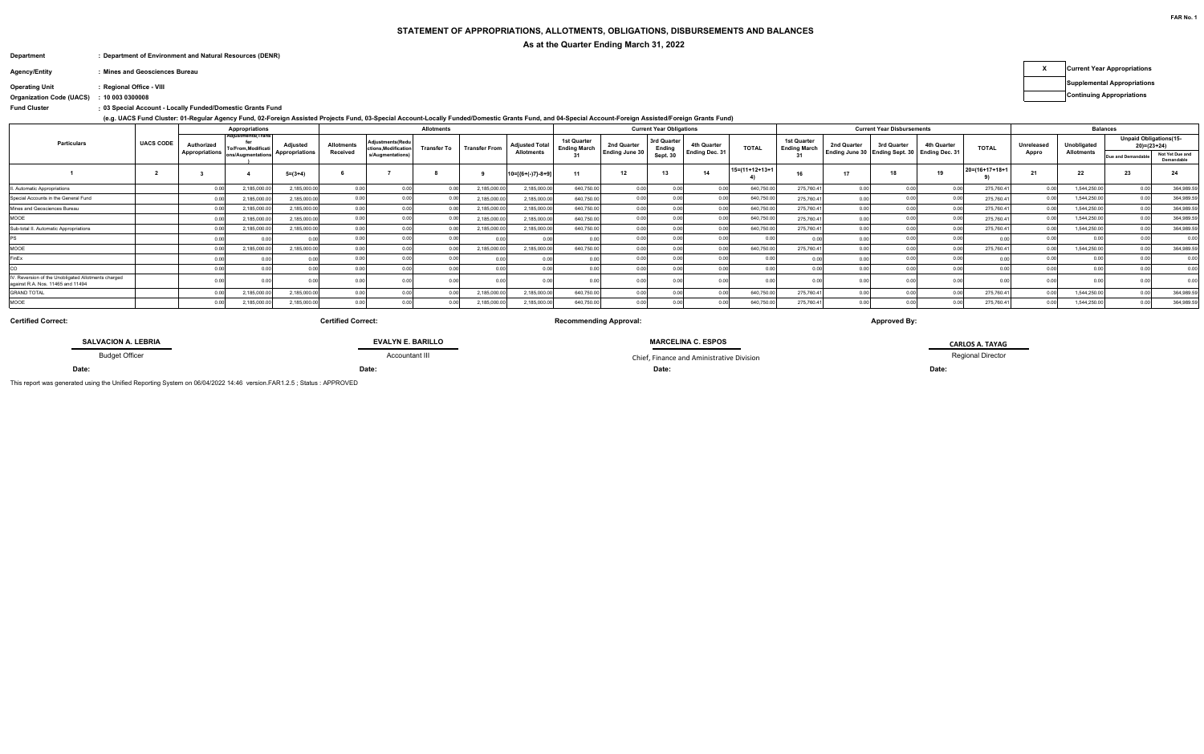FAR No. 1

# STATEMENT OF APPROPRIATIONS, ALLOTMENTS, OBLIGATIONS, DISBURSEMENTS AND BALANCES

## As at the Quarter Ending March 31, 2022

**Department** : Department of Environment and Natural Resources (DENR)

**Agency/Entity** : Mines and Geosciences Bureau

**Operating Unit** : Regional Office - VIII

**Organization Code (UACS)** : 10 003 0300008

**Fund Cluster** : 03 Special Account - Locally Funded/Domestic Grants Fund

(e.g. UACS Fund Cluster: 01-Regular Agency Fund, 02-Foreign Assisted Projects Fund, 03-Special Account-Locally Funded/Domestic Grants Fund, and 04-Special Account-Foreign Assisted/Foreign Grants Fund)

| X | Current Year Appropriations |
|---|---|
| | Supplemental Appropriations |
| | Continuing Appropriations |

| Particulars | UACS CODE | Appropriations | | | Allotments | | | | | Current Year Obligations | | | | | Current Year Disbursements | | | | | Balances | | | |
|---|---|---|---|---|---|---|---|---|---|---|---|---|---|---|---|---|---|---|---|---|---|---|---|
| | | Authorized Appropriations | Adjustments(Transfer To/From,Modifications/Augmentations) | Adjusted Appropriations | Allotments Received | Adjustments(Reductions,Modifications/Augmentations) | Transfer To | Transfer From | Adjusted Total Allotments | 1st Quarter Ending March 31 | 2nd Quarter Ending June 30 | 3rd Quarter Ending Sept. 30 | 4th Quarter Ending Dec. 31 | TOTAL | 1st Quarter Ending March 31 | 2nd Quarter Ending June 30 | 3rd Quarter Ending Sept. 30 | 4th Quarter Ending Dec. 31 | TOTAL | Unreleased Appro | Unobligated Allotments | Unpaid Obligations(15-20)=(23+24) Due and Demandable | Unpaid Obligations(15-20)=(23+24) Not Yet Due and Demandable |
| 1 | 2 | 3 | 4 | 5=(3+4) | 6 | 7 | 8 | 9 | 10=[(6+(-)7)-8+9] | 11 | 12 | 13 | 14 | 15=(11+12+13+14) | 16 | 17 | 18 | 19 | 20=(16+17+18+19) | 21 | 22 | 23 | 24 |
| II. Automatic Appropriations | | 0.00 | 2,185,000.00 | 2,185,000.00 | 0.00 | 0.00 | 0.00 | 2,185,000.00 | 2,185,000.00 | 640,750.00 | 0.00 | 0.00 | 0.00 | 640,750.00 | 275,760.41 | 0.00 | 0.00 | 0.00 | 275,760.41 | 0.00 | 1,544,250.00 | 0.00 | 364,989.59 |
| Special Accounts in the General Fund | | 0.00 | 2,185,000.00 | 2,185,000.00 | 0.00 | 0.00 | 0.00 | 2,185,000.00 | 2,185,000.00 | 640,750.00 | 0.00 | 0.00 | 0.00 | 640,750.00 | 275,760.41 | 0.00 | 0.00 | 0.00 | 275,760.41 | 0.00 | 1,544,250.00 | 0.00 | 364,989.59 |
| Mines and Geosciences Bureau | | 0.00 | 2,185,000.00 | 2,185,000.00 | 0.00 | 0.00 | 0.00 | 2,185,000.00 | 2,185,000.00 | 640,750.00 | 0.00 | 0.00 | 0.00 | 640,750.00 | 275,760.41 | 0.00 | 0.00 | 0.00 | 275,760.41 | 0.00 | 1,544,250.00 | 0.00 | 364,989.59 |
| MOOE | | 0.00 | 2,185,000.00 | 2,185,000.00 | 0.00 | 0.00 | 0.00 | 2,185,000.00 | 2,185,000.00 | 640,750.00 | 0.00 | 0.00 | 0.00 | 640,750.00 | 275,760.41 | 0.00 | 0.00 | 0.00 | 275,760.41 | 0.00 | 1,544,250.00 | 0.00 | 364,989.59 |
| Sub-total II. Automatic Appropriations | | 0.00 | 2,185,000.00 | 2,185,000.00 | 0.00 | 0.00 | 0.00 | 2,185,000.00 | 2,185,000.00 | 640,750.00 | 0.00 | 0.00 | 0.00 | 640,750.00 | 275,760.41 | 0.00 | 0.00 | 0.00 | 275,760.41 | 0.00 | 1,544,250.00 | 0.00 | 364,989.59 |
| PS | | 0.00 | 0.00 | 0.00 | 0.00 | 0.00 | 0.00 | 0.00 | 0.00 | 0.00 | 0.00 | 0.00 | 0.00 | 0.00 | 0.00 | 0.00 | 0.00 | 0.00 | 0.00 | 0.00 | 0.00 | 0.00 | 0.00 |
| MOOE | | 0.00 | 2,185,000.00 | 2,185,000.00 | 0.00 | 0.00 | 0.00 | 2,185,000.00 | 2,185,000.00 | 640,750.00 | 0.00 | 0.00 | 0.00 | 640,750.00 | 275,760.41 | 0.00 | 0.00 | 0.00 | 275,760.41 | 0.00 | 1,544,250.00 | 0.00 | 364,989.59 |
| FinEx | | 0.00 | 0.00 | 0.00 | 0.00 | 0.00 | 0.00 | 0.00 | 0.00 | 0.00 | 0.00 | 0.00 | 0.00 | 0.00 | 0.00 | 0.00 | 0.00 | 0.00 | 0.00 | 0.00 | 0.00 | 0.00 | 0.00 |
| CO | | 0.00 | 0.00 | 0.00 | 0.00 | 0.00 | 0.00 | 0.00 | 0.00 | 0.00 | 0.00 | 0.00 | 0.00 | 0.00 | 0.00 | 0.00 | 0.00 | 0.00 | 0.00 | 0.00 | 0.00 | 0.00 | 0.00 |
| IV. Reversion of the Unobligated Allotments charged against R.A. Nos. 11465 and 11494 | | 0.00 | 0.00 | 0.00 | 0.00 | 0.00 | 0.00 | 0.00 | 0.00 | 0.00 | 0.00 | 0.00 | 0.00 | 0.00 | 0.00 | 0.00 | 0.00 | 0.00 | 0.00 | 0.00 | 0.00 | 0.00 | 0.00 |
| GRAND TOTAL | | 0.00 | 2,185,000.00 | 2,185,000.00 | 0.00 | 0.00 | 0.00 | 2,185,000.00 | 2,185,000.00 | 640,750.00 | 0.00 | 0.00 | 0.00 | 640,750.00 | 275,760.41 | 0.00 | 0.00 | 0.00 | 275,760.41 | 0.00 | 1,544,250.00 | 0.00 | 364,989.59 |
| MOOE | | 0.00 | 2,185,000.00 | 2,185,000.00 | 0.00 | 0.00 | 0.00 | 2,185,000.00 | 2,185,000.00 | 640,750.00 | 0.00 | 0.00 | 0.00 | 640,750.00 | 275,760.41 | 0.00 | 0.00 | 0.00 | 275,760.41 | 0.00 | 1,544,250.00 | 0.00 | 364,989.59 |

**Certified Correct:**

**SALVACION A. LEBRIA**
Budget Officer
**Date:**

**Certified Correct:**

**EVALYN E. BARILLO**
Accountant III
**Date:**

**Recommending Approval:**

**MARCELINA C. ESPOS**
Chief, Finance and Aministrative Division
**Date:**

**Approved By:**

**CARLOS A. TAYAG**
Regional Director
**Date:**

This report was generated using the Unified Reporting System on 06/04/2022 14:46 version.FAR1.2.5 ; Status : APPROVED